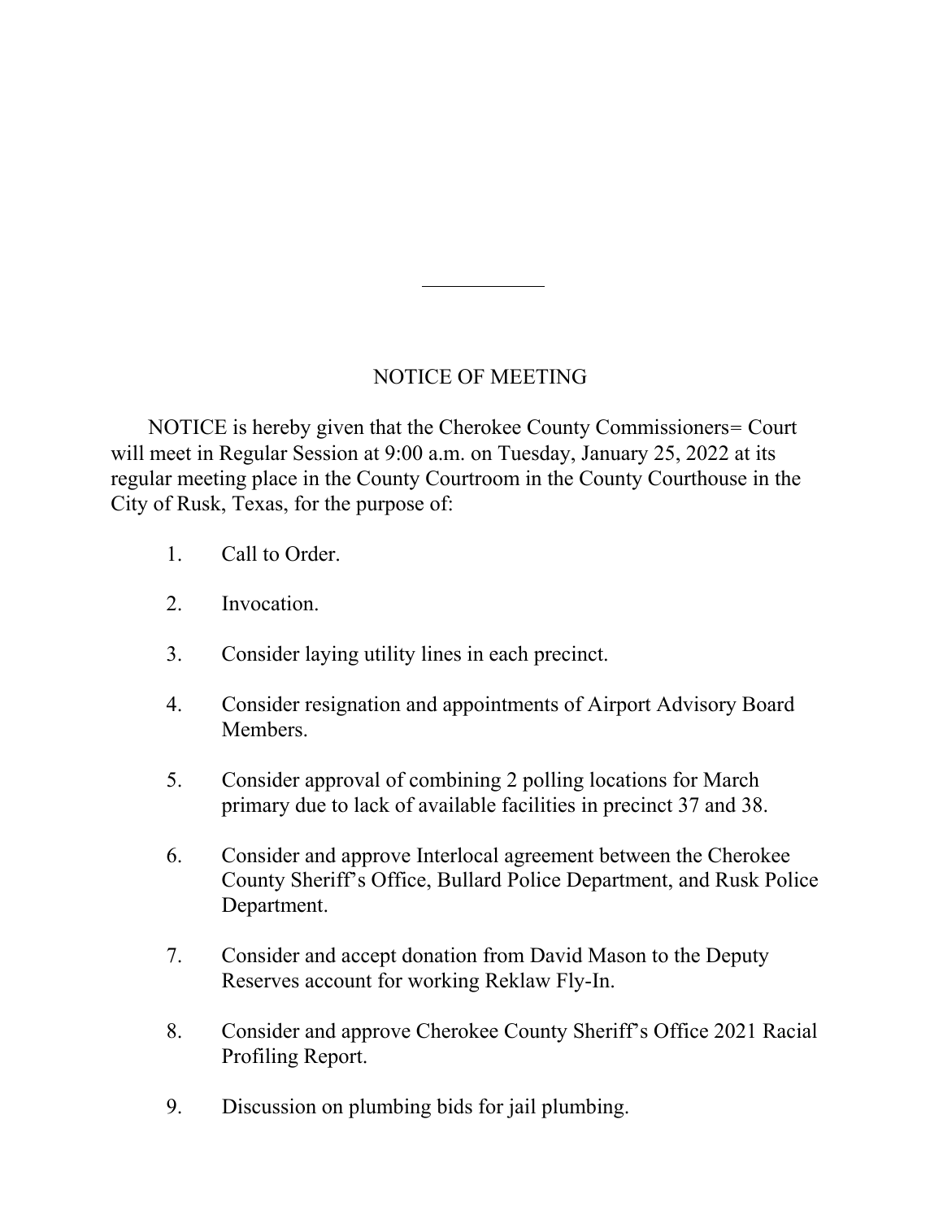---

## NOTICE OF MEETING

NOTICE is hereby given that the Cherokee County Commissioners= Court will meet in Regular Session at 9:00 a.m. on Tuesday, January 25, 2022 at its regular meeting place in the County Courtroom in the County Courthouse in the City of Rusk, Texas, for the purpose of:

1. Call to Order.

2. Invocation.

3. Consider laying utility lines in each precinct.

4. Consider resignation and appointments of Airport Advisory Board Members.

5. Consider approval of combining 2 polling locations for March primary due to lack of available facilities in precinct 37 and 38.

6. Consider and approve Interlocal agreement between the Cherokee County Sheriff's Office, Bullard Police Department, and Rusk Police Department.

7. Consider and accept donation from David Mason to the Deputy Reserves account for working Reklaw Fly-In.

8. Consider and approve Cherokee County Sheriff's Office 2021 Racial Profiling Report.

9. Discussion on plumbing bids for jail plumbing.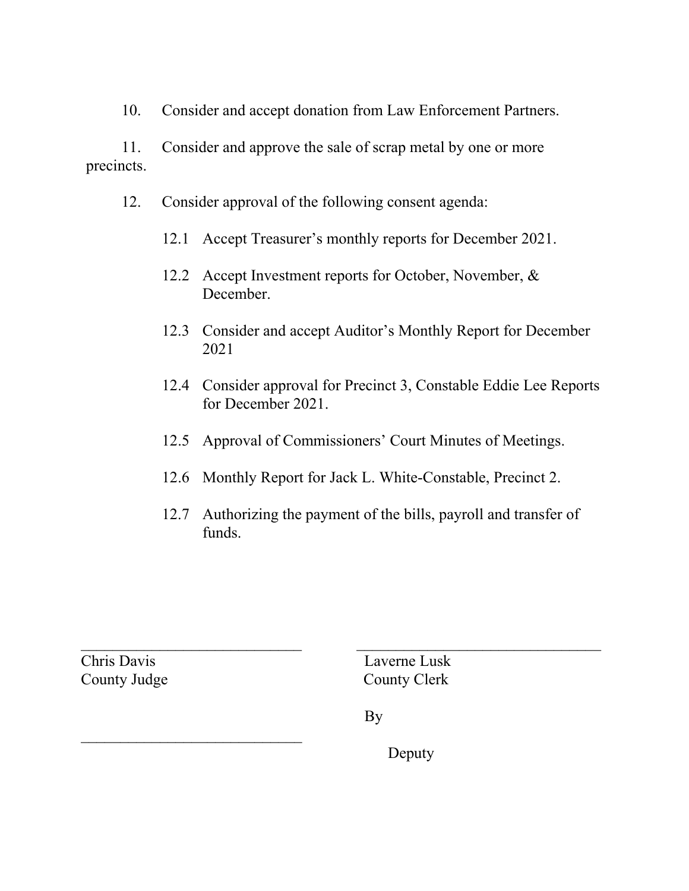10. Consider and accept donation from Law Enforcement Partners.

11. Consider and approve the sale of scrap metal by one or more precincts.

12. Consider approval of the following consent agenda:

    12.1 Accept Treasurer's monthly reports for December 2021.

    12.2 Accept Investment reports for October, November, & December.

    12.3 Consider and accept Auditor's Monthly Report for December 2021

    12.4 Consider approval for Precinct 3, Constable Eddie Lee Reports for December 2021.

    12.5 Approval of Commissioners' Court Minutes of Meetings.

    12.6 Monthly Report for Jack L. White-Constable, Precinct 2.

    12.7 Authorizing the payment of the bills, payroll and transfer of funds.

\_\_\_\_\_\_\_\_\_\_\_\_\_\_\_\_\_\_\_\_\_\_\_\_\_\_\_\_
Chris Davis
County Judge

\_\_\_\_\_\_\_\_\_\_\_\_\_\_\_\_\_\_\_\_\_\_\_\_\_\_\_\_
Laverne Lusk
County Clerk

By

\_\_\_\_\_\_\_\_\_\_\_\_\_\_\_\_\_\_\_\_\_\_\_\_\_\_\_\_
Deputy